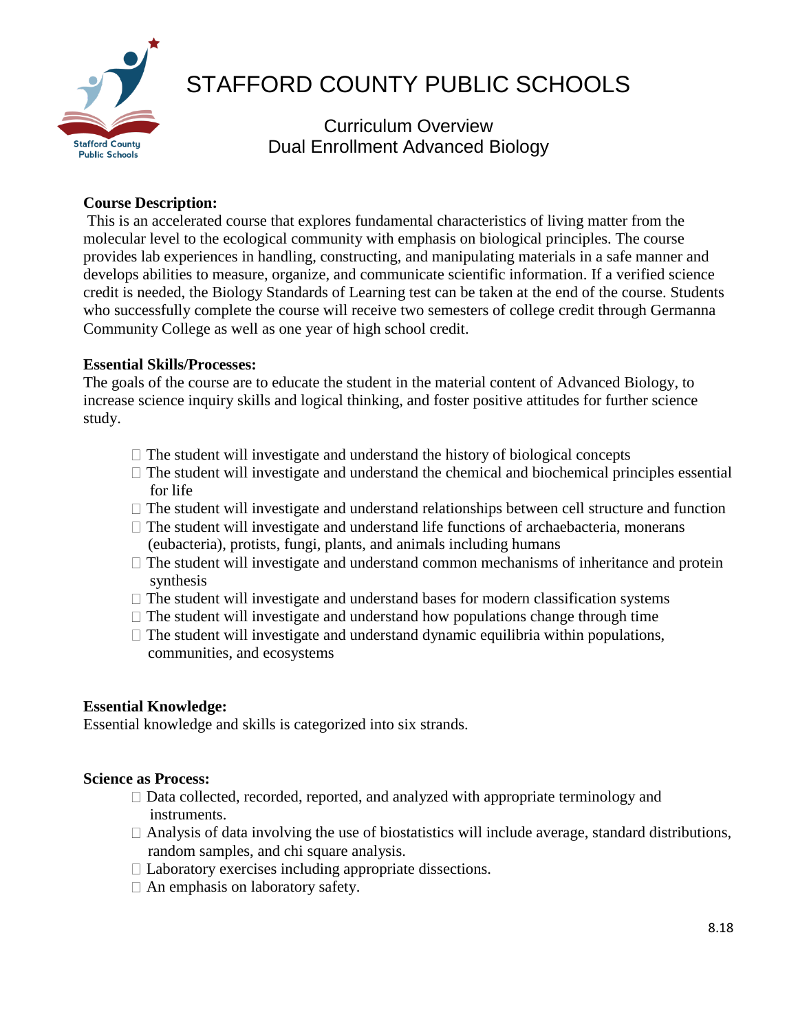# STAFFORD COUNTY PUBLIC SCHOOLS

## Curriculum Overview
## Dual Enrollment Advanced Biology

**Course Description:**
This is an accelerated course that explores fundamental characteristics of living matter from the molecular level to the ecological community with emphasis on biological principles. The course provides lab experiences in handling, constructing, and manipulating materials in a safe manner and develops abilities to measure, organize, and communicate scientific information. If a verified science credit is needed, the Biology Standards of Learning test can be taken at the end of the course. Students who successfully complete the course will receive two semesters of college credit through Germanna Community College as well as one year of high school credit.

**Essential Skills/Processes:**
The goals of the course are to educate the student in the material content of Advanced Biology, to increase science inquiry skills and logical thinking, and foster positive attitudes for further science study.

- The student will investigate and understand the history of biological concepts
- The student will investigate and understand the chemical and biochemical principles essential for life
- The student will investigate and understand relationships between cell structure and function
- The student will investigate and understand life functions of archaebacteria, monerans (eubacteria), protists, fungi, plants, and animals including humans
- The student will investigate and understand common mechanisms of inheritance and protein synthesis
- The student will investigate and understand bases for modern classification systems
- The student will investigate and understand how populations change through time
- The student will investigate and understand dynamic equilibria within populations, communities, and ecosystems

**Essential Knowledge:**
Essential knowledge and skills is categorized into six strands.

**Science as Process:**
- Data collected, recorded, reported, and analyzed with appropriate terminology and instruments.
- Analysis of data involving the use of biostatistics will include average, standard distributions, random samples, and chi square analysis.
- Laboratory exercises including appropriate dissections.
- An emphasis on laboratory safety.

8.18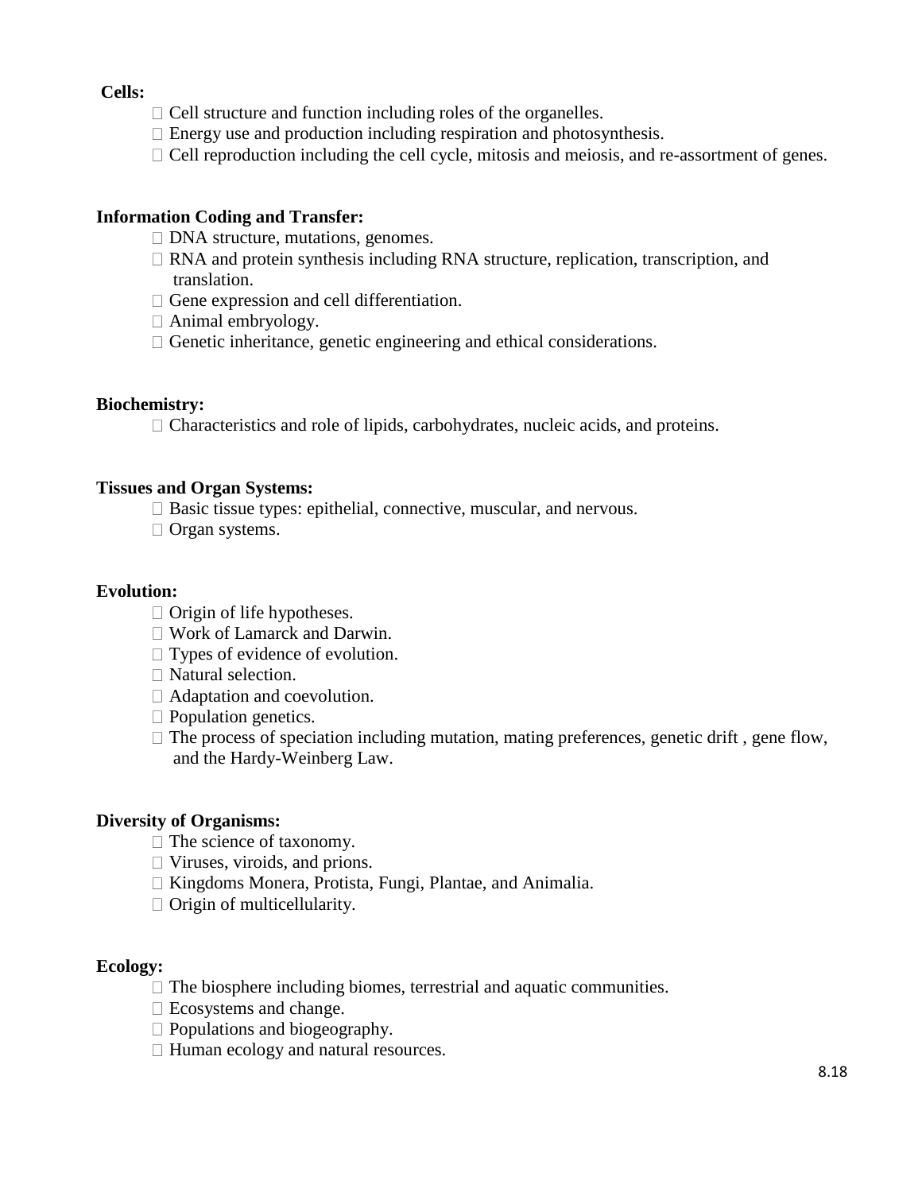**Cells:**

- Cell structure and function including roles of the organelles.
- Energy use and production including respiration and photosynthesis.
- Cell reproduction including the cell cycle, mitosis and meiosis, and re-assortment of genes.

**Information Coding and Transfer:**

- DNA structure, mutations, genomes.
- RNA and protein synthesis including RNA structure, replication, transcription, and translation.
- Gene expression and cell differentiation.
- Animal embryology.
- Genetic inheritance, genetic engineering and ethical considerations.

**Biochemistry:**

- Characteristics and role of lipids, carbohydrates, nucleic acids, and proteins.

**Tissues and Organ Systems:**

- Basic tissue types: epithelial, connective, muscular, and nervous.
- Organ systems.

**Evolution:**

- Origin of life hypotheses.
- Work of Lamarck and Darwin.
- Types of evidence of evolution.
- Natural selection.
- Adaptation and coevolution.
- Population genetics.
- The process of speciation including mutation, mating preferences, genetic drift , gene flow, and the Hardy-Weinberg Law.

**Diversity of Organisms:**

- The science of taxonomy.
- Viruses, viroids, and prions.
- Kingdoms Monera, Protista, Fungi, Plantae, and Animalia.
- Origin of multicellularity.

**Ecology:**

- The biosphere including biomes, terrestrial and aquatic communities.
- Ecosystems and change.
- Populations and biogeography.
- Human ecology and natural resources.